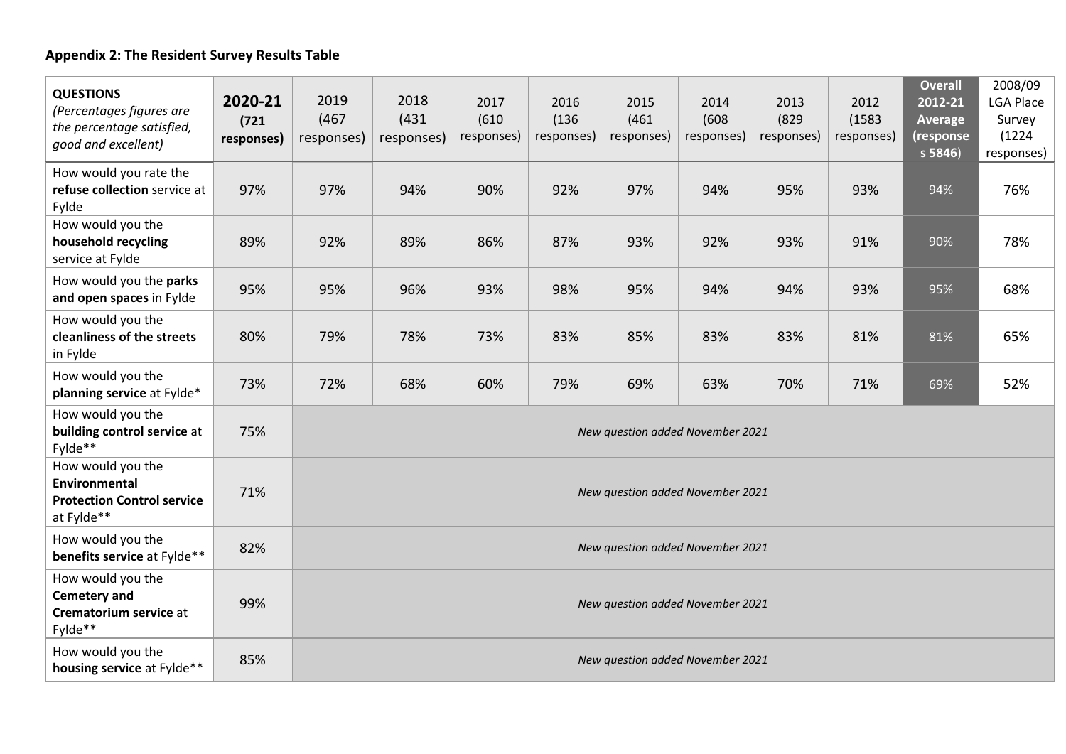**Appendix 2: The Resident Survey Results Table**

| **QUESTIONS** *(Percentages figures are the percentage satisfied, good and excellent)* | **2020-21 (721 responses)** | 2019 (467 responses) | 2018 (431 responses) | 2017 (610 responses) | 2016 (136 responses) | 2015 (461 responses) | 2014 (608 responses) | 2013 (829 responses) | 2012 (1583 responses) | **Overall 2012-21 Average (responses 5846)** | 2008/09 LGA Place Survey (1224 responses) |
|---|---|---|---|---|---|---|---|---|---|---|---|
| How would you rate the **refuse collection** service at Fylde | 97% | 97% | 94% | 90% | 92% | 97% | 94% | 95% | 93% | 94% | 76% |
| How would you the **household recycling** service at Fylde | 89% | 92% | 89% | 86% | 87% | 93% | 92% | 93% | 91% | 90% | 78% |
| How would you the **parks and open spaces** in Fylde | 95% | 95% | 96% | 93% | 98% | 95% | 94% | 94% | 93% | 95% | 68% |
| How would you the **cleanliness of the streets** in Fylde | 80% | 79% | 78% | 73% | 83% | 85% | 83% | 83% | 81% | 81% | 65% |
| How would you the **planning service** at Fylde* | 73% | 72% | 68% | 60% | 79% | 69% | 63% | 70% | 71% | 69% | 52% |
| How would you the **building control service** at Fylde** | 75% | *New question added November 2021* | | | | | | | | | |
| How would you the **Environmental Protection Control service** at Fylde** | 71% | *New question added November 2021* | | | | | | | | | |
| How would you the **benefits service** at Fylde** | 82% | *New question added November 2021* | | | | | | | | | |
| How would you the **Cemetery and Crematorium service** at Fylde** | 99% | *New question added November 2021* | | | | | | | | | |
| How would you the **housing service** at Fylde** | 85% | *New question added November 2021* | | | | | | | | | |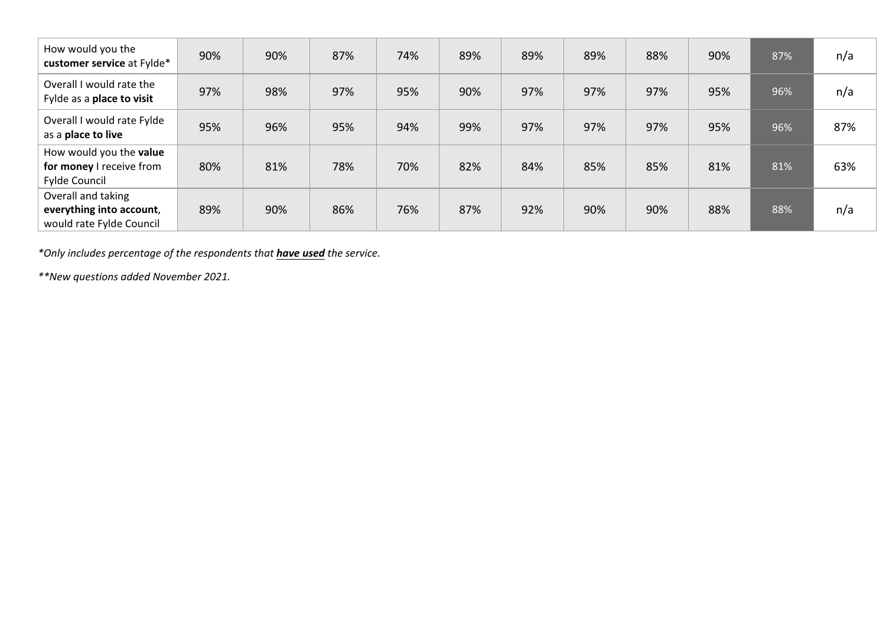| | | | | | | | | | | | |
|---|---|---|---|---|---|---|---|---|---|---|---|
| How would you the **customer service** at Fylde* | 90% | 90% | 87% | 74% | 89% | 89% | 89% | 88% | 90% | 87% | n/a |
| Overall I would rate the Fylde as a **place to visit** | 97% | 98% | 97% | 95% | 90% | 97% | 97% | 97% | 95% | 96% | n/a |
| Overall I would rate Fylde as a **place to live** | 95% | 96% | 95% | 94% | 99% | 97% | 97% | 97% | 95% | 96% | 87% |
| How would you the **value for money** I receive from Fylde Council | 80% | 81% | 78% | 70% | 82% | 84% | 85% | 85% | 81% | 81% | 63% |
| Overall and taking **everything into account**, would rate Fylde Council | 89% | 90% | 86% | 76% | 87% | 92% | 90% | 90% | 88% | 88% | n/a |

*\*Only includes percentage of the respondents that **have used** the service.*

*\*\*New questions added November 2021.*